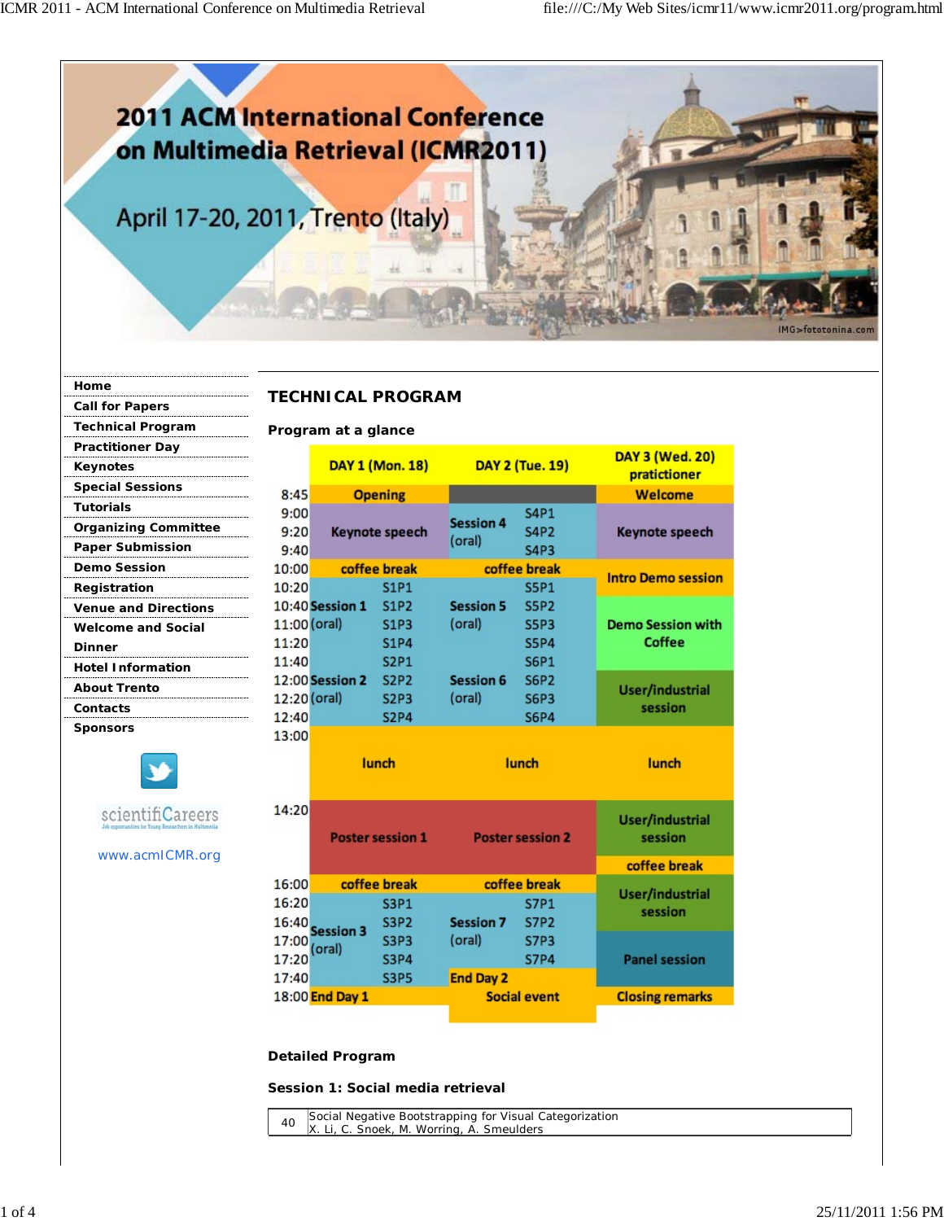# 2011 ACM International Conference on Multimedia Retrieval (ICMR2011)

April 17-20, 2011, Trento (Italy)

IMG>fototonina.com

- **Home**
- **Call for Papers**
- **Technical Program**
- **Practitioner Day**
- **Keynotes**
- **Special Sessions**
- **Tutorials**
- **Organizing Committee**
- **Paper Submission**
- **Demo Session**
- **Registration**
- **Venue and Directions**
- **Welcome and Social Dinner**
- **Hotel Information**
- **About Trento**
- **Contacts**
- **Sponsors**

scientifiCareers

www.acmICMR.org

## TECHNICAL PROGRAM

### Program at a glance

| | DAY 1 (Mon. 18) | | DAY 2 (Tue. 19) | | DAY 3 (Wed. 20) practictioner |
|---|---|---|---|---|---|
| 8:45 | Opening | | | | Welcome |
| 9:00 | Keynote speech | | Session 4 (oral) | S4P1 | Keynote speech |
| 9:20 | | | | S4P2 | |
| 9:40 | | | | S4P3 | |
| 10:00 | coffee break | | coffee break | | Intro Demo session |
| 10:20 | Session 1 (oral) | S1P1 | Session 5 (oral) | S5P1 | |
| 10:40 | | S1P2 | | S5P2 | Demo Session with Coffee |
| 11:00 | | S1P3 | | S5P3 | |
| 11:20 | | S1P4 | | S5P4 | |
| 11:40 | Session 2 (oral) | S2P1 | Session 6 (oral) | S6P1 | User/industrial session |
| 12:00 | | S2P2 | | S6P2 | |
| 12:20 | | S2P3 | | S6P3 | |
| 12:40 | | S2P4 | | S6P4 | |
| 13:00 | lunch | | lunch | | lunch |
| 14:20 | Poster session 1 | | Poster session 2 | | User/industrial session; coffee break |
| 16:00 | coffee break | | coffee break | | User/industrial session |
| 16:20 | Session 3 (oral) | S3P1 | Session 7 (oral) | S7P1 | |
| 16:40 | | S3P2 | | S7P2 | Panel session |
| 17:00 | | S3P3 | | S7P3 | |
| 17:20 | | S3P4 | | S7P4 | |
| 17:40 | | S3P5 | End Day 2 | | |
| 18:00 | End Day 1 | | Social event | | Closing remarks |

### Detailed Program

#### Session 1: Social media retrieval

| | |
|---|---|
| 40 | Social Negative Bootstrapping for Visual Categorization<br>X. Li, C. Snoek, M. Worring, A. Smeulders |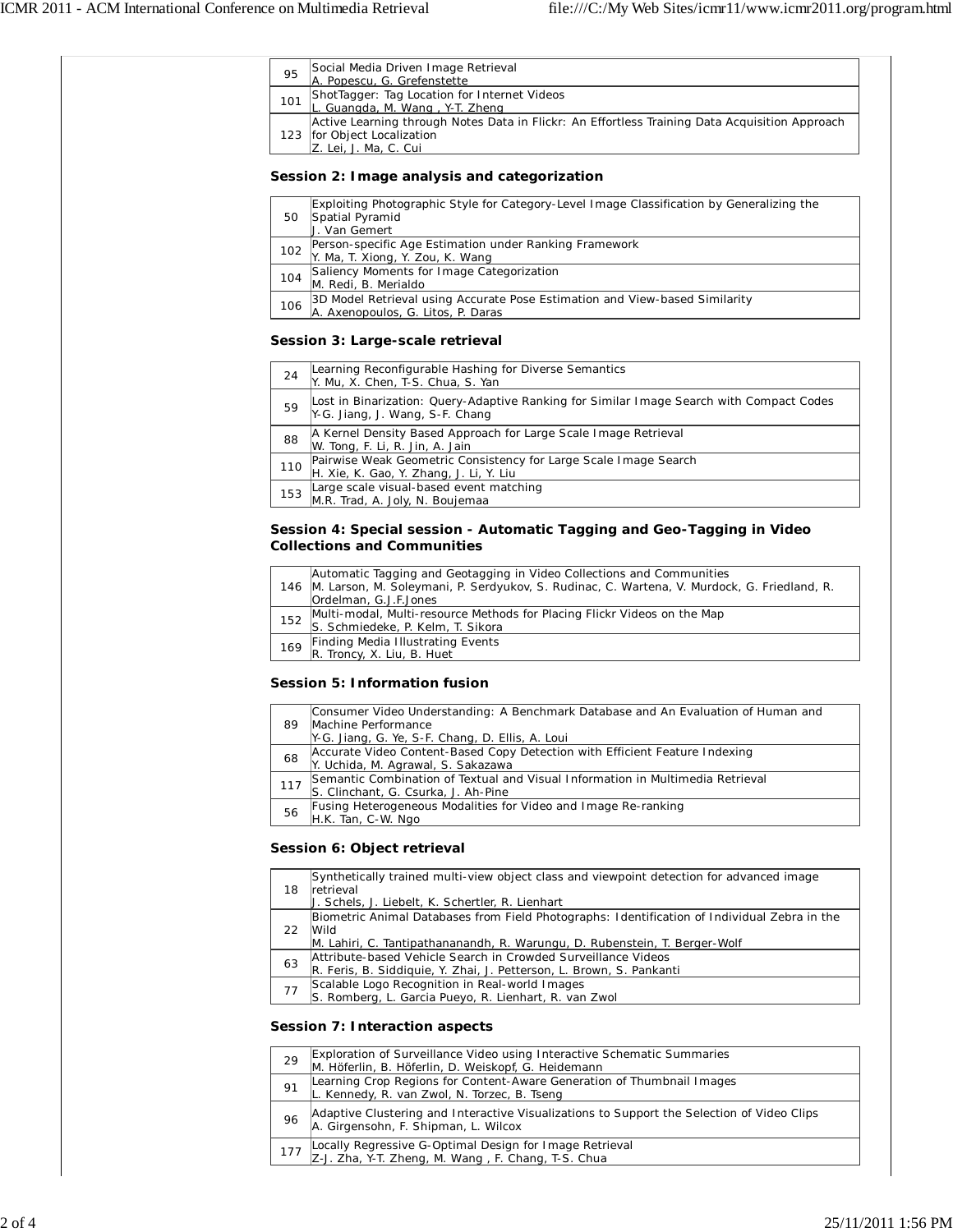| | |
|---|---|
| 95 | Social Media Driven Image Retrieval<br>A. Popescu, G. Grefenstette |
| 101 | ShotTagger: Tag Location for Internet Videos<br>L. Guangda, M. Wang , Y-T. Zheng |
| 123 | Active Learning through Notes Data in Flickr: An Effortless Training Data Acquisition Approach for Object Localization<br>Z. Lei, J. Ma, C. Cui |

**Session 2: Image analysis and categorization**

| | |
|---|---|
| 50 | Exploiting Photographic Style for Category-Level Image Classification by Generalizing the Spatial Pyramid<br>J. Van Gemert |
| 102 | Person-specific Age Estimation under Ranking Framework<br>Y. Ma, T. Xiong, Y. Zou, K. Wang |
| 104 | Saliency Moments for Image Categorization<br>M. Redi, B. Merialdo |
| 106 | 3D Model Retrieval using Accurate Pose Estimation and View-based Similarity<br>A. Axenopoulos, G. Litos, P. Daras |

**Session 3: Large-scale retrieval**

| | |
|---|---|
| 24 | Learning Reconfigurable Hashing for Diverse Semantics<br>Y. Mu, X. Chen, T-S. Chua, S. Yan |
| 59 | Lost in Binarization: Query-Adaptive Ranking for Similar Image Search with Compact Codes<br>Y-G. Jiang, J. Wang, S-F. Chang |
| 88 | A Kernel Density Based Approach for Large Scale Image Retrieval<br>W. Tong, F. Li, R. Jin, A. Jain |
| 110 | Pairwise Weak Geometric Consistency for Large Scale Image Search<br>H. Xie, K. Gao, Y. Zhang, J. Li, Y. Liu |
| 153 | Large scale visual-based event matching<br>M.R. Trad, A. Joly, N. Boujemaa |

**Session 4: Special session - Automatic Tagging and Geo-Tagging in Video Collections and Communities**

| | |
|---|---|
| 146 | Automatic Tagging and Geotagging in Video Collections and Communities<br>M. Larson, M. Soleymani, P. Serdyukov, S. Rudinac, C. Wartena, V. Murdock, G. Friedland, R. Ordelman, G.J.F.Jones |
| 152 | Multi-modal, Multi-resource Methods for Placing Flickr Videos on the Map<br>S. Schmiedeke, P. Kelm, T. Sikora |
| 169 | Finding Media Illustrating Events<br>R. Troncy, X. Liu, B. Huet |

**Session 5: Information fusion**

| | |
|---|---|
| 89 | Consumer Video Understanding: A Benchmark Database and An Evaluation of Human and Machine Performance<br>Y-G. Jiang, G. Ye, S-F. Chang, D. Ellis, A. Loui |
| 68 | Accurate Video Content-Based Copy Detection with Efficient Feature Indexing<br>Y. Uchida, M. Agrawal, S. Sakazawa |
| 117 | Semantic Combination of Textual and Visual Information in Multimedia Retrieval<br>S. Clinchant, G. Csurka, J. Ah-Pine |
| 56 | Fusing Heterogeneous Modalities for Video and Image Re-ranking<br>H.K. Tan, C-W. Ngo |

**Session 6: Object retrieval**

| | |
|---|---|
| 18 | Synthetically trained multi-view object class and viewpoint detection for advanced image retrieval<br>J. Schels, J. Liebelt, K. Schertler, R. Lienhart |
| 22 | Biometric Animal Databases from Field Photographs: Identification of Individual Zebra in the Wild<br>M. Lahiri, C. Tantipathananandh, R. Warungu, D. Rubenstein, T. Berger-Wolf |
| 63 | Attribute-based Vehicle Search in Crowded Surveillance Videos<br>R. Feris, B. Siddiquie, Y. Zhai, J. Petterson, L. Brown, S. Pankanti |
| 77 | Scalable Logo Recognition in Real-world Images<br>S. Romberg, L. Garcia Pueyo, R. Lienhart, R. van Zwol |

**Session 7: Interaction aspects**

| | |
|---|---|
| 29 | Exploration of Surveillance Video using Interactive Schematic Summaries<br>M. Höferlin, B. Höferlin, D. Weiskopf, G. Heidemann |
| 91 | Learning Crop Regions for Content-Aware Generation of Thumbnail Images<br>L. Kennedy, R. van Zwol, N. Torzec, B. Tseng |
| 96 | Adaptive Clustering and Interactive Visualizations to Support the Selection of Video Clips<br>A. Girgensohn, F. Shipman, L. Wilcox |
| 177 | Locally Regressive G-Optimal Design for Image Retrieval<br>Z-J. Zha, Y-T. Zheng, M. Wang , F. Chang, T-S. Chua |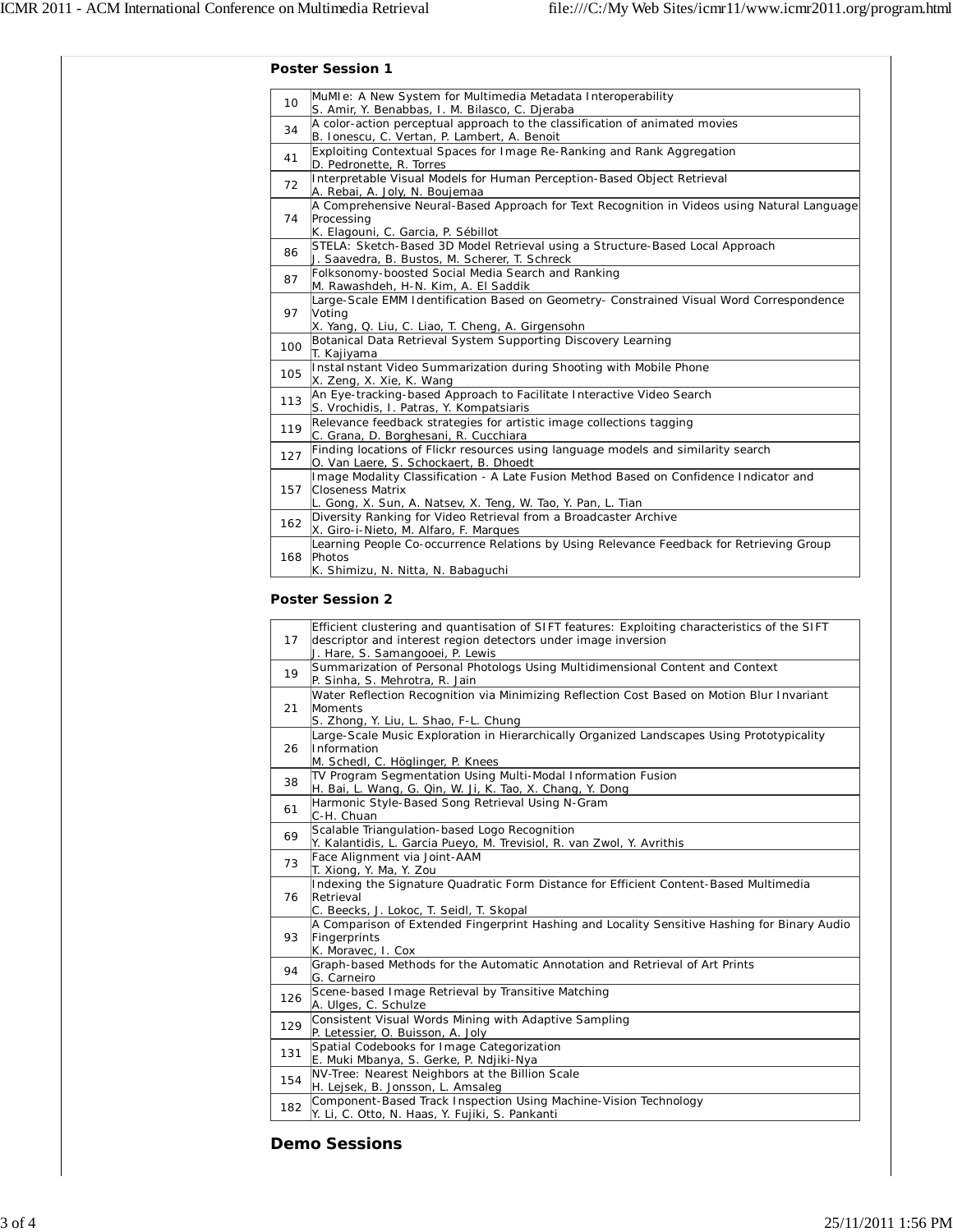**Poster Session 1**

| | |
|---|---|
| 10 | MuMIe: A New System for Multimedia Metadata Interoperability<br>S. Amir, Y. Benabbas, I. M. Bilasco, C. Djeraba |
| 34 | A color-action perceptual approach to the classification of animated movies<br>B. Ionescu, C. Vertan, P. Lambert, A. Benoit |
| 41 | Exploiting Contextual Spaces for Image Re-Ranking and Rank Aggregation<br>D. Pedronette, R. Torres |
| 72 | Interpretable Visual Models for Human Perception-Based Object Retrieval<br>A. Rebai, A. Joly, N. Boujemaa |
| 74 | A Comprehensive Neural-Based Approach for Text Recognition in Videos using Natural Language Processing<br>K. Elagouni, C. Garcia, P. Sébillot |
| 86 | STELA: Sketch-Based 3D Model Retrieval using a Structure-Based Local Approach<br>J. Saavedra, B. Bustos, M. Scherer, T. Schreck |
| 87 | Folksonomy-boosted Social Media Search and Ranking<br>M. Rawashdeh, H-N. Kim, A. El Saddik |
| 97 | Large-Scale EMM Identification Based on Geometry- Constrained Visual Word Correspondence Voting<br>X. Yang, Q. Liu, C. Liao, T. Cheng, A. Girgensohn |
| 100 | Botanical Data Retrieval System Supporting Discovery Learning<br>T. Kajiyama |
| 105 | InstaInstant Video Summarization during Shooting with Mobile Phone<br>X. Zeng, X. Xie, K. Wang |
| 113 | An Eye-tracking-based Approach to Facilitate Interactive Video Search<br>S. Vrochidis, I. Patras, Y. Kompatsiaris |
| 119 | Relevance feedback strategies for artistic image collections tagging<br>C. Grana, D. Borghesani, R. Cucchiara |
| 127 | Finding locations of Flickr resources using language models and similarity search<br>O. Van Laere, S. Schockaert, B. Dhoedt |
| 157 | Image Modality Classification - A Late Fusion Method Based on Confidence Indicator and Closeness Matrix<br>L. Gong, X. Sun, A. Natsev, X. Teng, W. Tao, Y. Pan, L. Tian |
| 162 | Diversity Ranking for Video Retrieval from a Broadcaster Archive<br>X. Giro-i-Nieto, M. Alfaro, F. Marques |
| 168 | Learning People Co-occurrence Relations by Using Relevance Feedback for Retrieving Group Photos<br>K. Shimizu, N. Nitta, N. Babaguchi |

**Poster Session 2**

| | |
|---|---|
| 17 | Efficient clustering and quantisation of SIFT features: Exploiting characteristics of the SIFT descriptor and interest region detectors under image inversion<br>J. Hare, S. Samangooei, P. Lewis |
| 19 | Summarization of Personal Photologs Using Multidimensional Content and Context<br>P. Sinha, S. Mehrotra, R. Jain |
| 21 | Water Reflection Recognition via Minimizing Reflection Cost Based on Motion Blur Invariant Moments<br>S. Zhong, Y. Liu, L. Shao, F-L. Chung |
| 26 | Large-Scale Music Exploration in Hierarchically Organized Landscapes Using Prototypicality Information<br>M. Schedl, C. Höglinger, P. Knees |
| 38 | TV Program Segmentation Using Multi-Modal Information Fusion<br>H. Bai, L. Wang, G. Qin, W. Ji, K. Tao, X. Chang, Y. Dong |
| 61 | Harmonic Style-Based Song Retrieval Using N-Gram<br>C-H. Chuan |
| 69 | Scalable Triangulation-based Logo Recognition<br>Y. Kalantidis, L. Garcia Pueyo, M. Trevisiol, R. van Zwol, Y. Avrithis |
| 73 | Face Alignment via Joint-AAM<br>T. Xiong, Y. Ma, Y. Zou |
| 76 | Indexing the Signature Quadratic Form Distance for Efficient Content-Based Multimedia Retrieval<br>C. Beecks, J. Lokoc, T. Seidl, T. Skopal |
| 93 | A Comparison of Extended Fingerprint Hashing and Locality Sensitive Hashing for Binary Audio Fingerprints<br>K. Moravec, I. Cox |
| 94 | Graph-based Methods for the Automatic Annotation and Retrieval of Art Prints<br>G. Carneiro |
| 126 | Scene-based Image Retrieval by Transitive Matching<br>A. Ulges, C. Schulze |
| 129 | Consistent Visual Words Mining with Adaptive Sampling<br>P. Letessier, O. Buisson, A. Joly |
| 131 | Spatial Codebooks for Image Categorization<br>E. Muki Mbanya, S. Gerke, P. Ndjiki-Nya |
| 154 | NV-Tree: Nearest Neighbors at the Billion Scale<br>H. Lejsek, B. Jonsson, L. Amsaleg |
| 182 | Component-Based Track Inspection Using Machine-Vision Technology<br>Y. Li, C. Otto, N. Haas, Y. Fujiki, S. Pankanti |

## Demo Sessions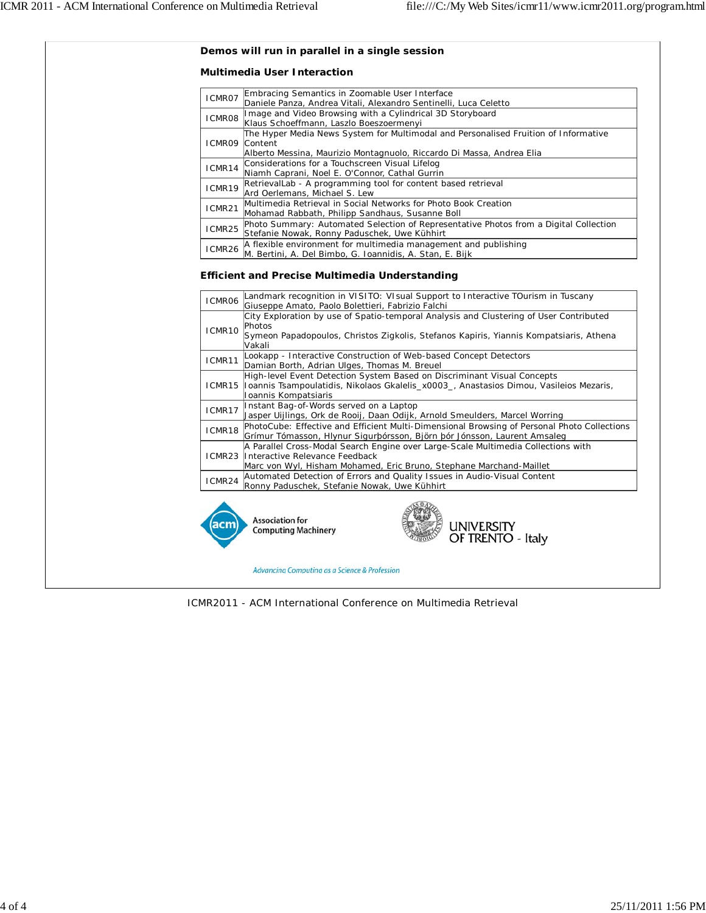**Demos will run in parallel in a single session**

**Multimedia User Interaction**

| | |
|---|---|
| ICMR07 | Embracing Semantics in Zoomable User Interface<br>Daniele Panza, Andrea Vitali, Alexandro Sentinelli, Luca Celetto |
| ICMR08 | Image and Video Browsing with a Cylindrical 3D Storyboard<br>Klaus Schoeffmann, Laszlo Boeszoermenyi |
| ICMR09 | The Hyper Media News System for Multimodal and Personalised Fruition of Informative Content<br>Alberto Messina, Maurizio Montagnuolo, Riccardo Di Massa, Andrea Elia |
| ICMR14 | Considerations for a Touchscreen Visual Lifelog<br>Niamh Caprani, Noel E. O'Connor, Cathal Gurrin |
| ICMR19 | RetrievalLab - A programming tool for content based retrieval<br>Ard Oerlemans, Michael S. Lew |
| ICMR21 | Multimedia Retrieval in Social Networks for Photo Book Creation<br>Mohamad Rabbath, Philipp Sandhaus, Susanne Boll |
| ICMR25 | Photo Summary: Automated Selection of Representative Photos from a Digital Collection<br>Stefanie Nowak, Ronny Paduschek, Uwe Kühhirt |
| ICMR26 | A flexible environment for multimedia management and publishing<br>M. Bertini, A. Del Bimbo, G. Ioannidis, A. Stan, E. Bijk |

**Efficient and Precise Multimedia Understanding**

| | |
|---|---|
| ICMR06 | Landmark recognition in VISITO: VIsual Support to Interactive TOurism in Tuscany<br>Giuseppe Amato, Paolo Bolettieri, Fabrizio Falchi |
| ICMR10 | City Exploration by use of Spatio-temporal Analysis and Clustering of User Contributed Photos<br>Symeon Papadopoulos, Christos Zigkolis, Stefanos Kapiris, Yiannis Kompatsiaris, Athena Vakali |
| ICMR11 | Lookapp - Interactive Construction of Web-based Concept Detectors<br>Damian Borth, Adrian Ulges, Thomas M. Breuel |
| ICMR15 | High-level Event Detection System Based on Discriminant Visual Concepts<br>Ioannis Tsampoulatidis, Nikolaos Gkalelis_x0003_, Anastasios Dimou, Vasileios Mezaris, Ioannis Kompatsiaris |
| ICMR17 | Instant Bag-of-Words served on a Laptop<br>Jasper Uijlings, Ork de Rooij, Daan Odijk, Arnold Smeulders, Marcel Worring |
| ICMR18 | PhotoCube: Effective and Efficient Multi-Dimensional Browsing of Personal Photo Collections<br>Grímur Tómasson, Hlynur Sigurþórsson, Björn Þór Jónsson, Laurent Amsaleg |
| ICMR23 | A Parallel Cross-Modal Search Engine over Large-Scale Multimedia Collections with Interactive Relevance Feedback<br>Marc von Wyl, Hisham Mohamed, Eric Bruno, Stephane Marchand-Maillet |
| ICMR24 | Automated Detection of Errors and Quality Issues in Audio-Visual Content<br>Ronny Paduschek, Stefanie Nowak, Uwe Kühhirt |

Association for Computing Machinery

Advancing Computing as a Science & Profession

UNIVERSITY OF TRENTO - Italy

ICMR2011 - ACM International Conference on Multimedia Retrieval